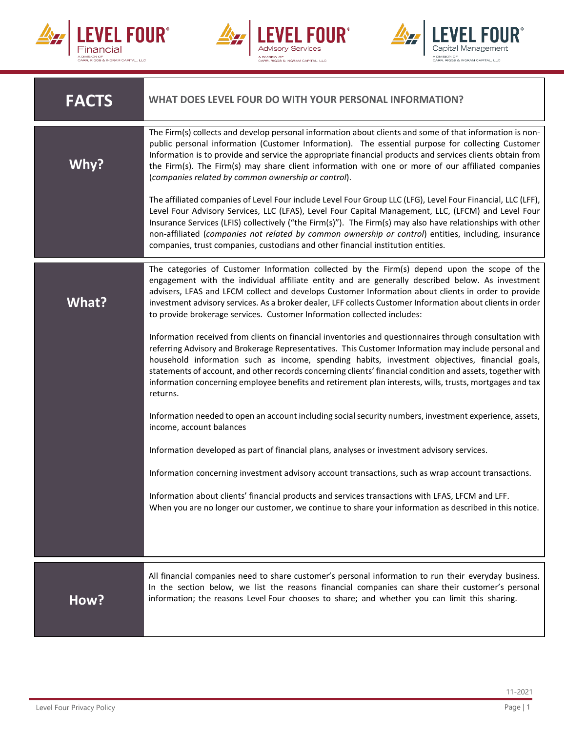| FACTS | WHAT DOES LEVEL FOUR DO WITH YOUR PERSONAL INFORMATION? |
|---|---|
| **Why?** | The Firm(s) collects and develop personal information about clients and some of that information is non-public personal information (Customer Information). The essential purpose for collecting Customer Information is to provide and service the appropriate financial products and services clients obtain from the Firm(s). The Firm(s) may share client information with one or more of our affiliated companies (*companies related by common ownership or control*).<br><br>The affiliated companies of Level Four include Level Four Group LLC (LFG), Level Four Financial, LLC (LFF), Level Four Advisory Services, LLC (LFAS), Level Four Capital Management, LLC, (LFCM) and Level Four Insurance Services (LFIS) collectively ("the Firm(s)"). The Firm(s) may also have relationships with other non-affiliated (*companies not related by common ownership or control*) entities, including, insurance companies, trust companies, custodians and other financial institution entities. |
| **What?** | The categories of Customer Information collected by the Firm(s) depend upon the scope of the engagement with the individual affiliate entity and are generally described below. As investment advisers, LFAS and LFCM collect and develops Customer Information about clients in order to provide investment advisory services. As a broker dealer, LFF collects Customer Information about clients in order to provide brokerage services. Customer Information collected includes:<br><br>Information received from clients on financial inventories and questionnaires through consultation with referring Advisory and Brokerage Representatives. This Customer Information may include personal and household information such as income, spending habits, investment objectives, financial goals, statements of account, and other records concerning clients' financial condition and assets, together with information concerning employee benefits and retirement plan interests, wills, trusts, mortgages and tax returns.<br><br>Information needed to open an account including social security numbers, investment experience, assets, income, account balances<br><br>Information developed as part of financial plans, analyses or investment advisory services.<br><br>Information concerning investment advisory account transactions, such as wrap account transactions.<br><br>Information about clients' financial products and services transactions with LFAS, LFCM and LFF.<br>When you are no longer our customer, we continue to share your information as described in this notice. |
| **How?** | All financial companies need to share customer's personal information to run their everyday business. In the section below, we list the reasons financial companies can share their customer's personal information; the reasons Level Four chooses to share; and whether you can limit this sharing. |

11-2021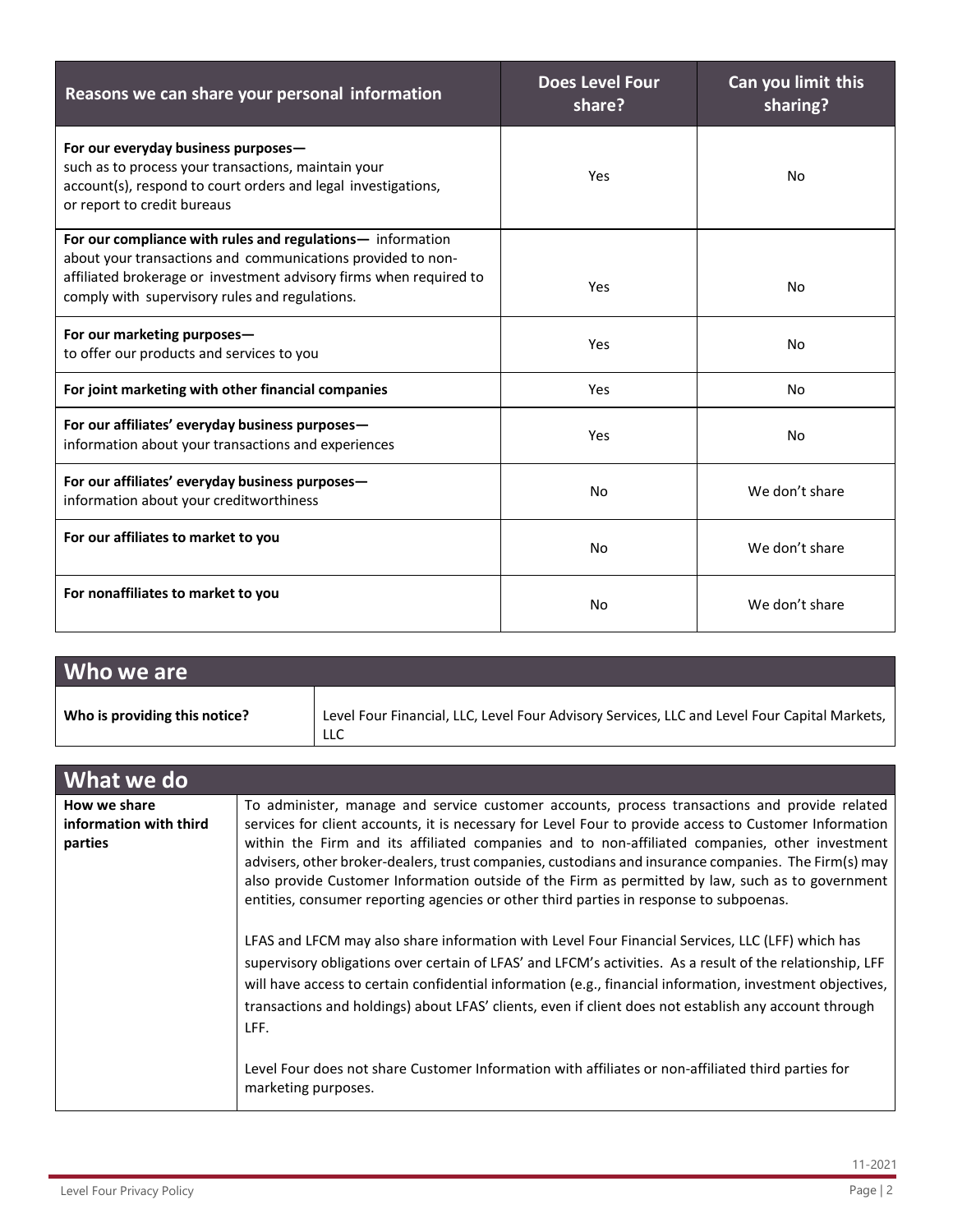| Reasons we can share your personal information | Does Level Four share? | Can you limit this sharing? |
|---|---|---|
| **For our everyday business purposes—** such as to process your transactions, maintain your account(s), respond to court orders and legal investigations, or report to credit bureaus | Yes | No |
| **For our compliance with rules and regulations—** information about your transactions and communications provided to non-affiliated brokerage or investment advisory firms when required to comply with supervisory rules and regulations. | Yes | No |
| **For our marketing purposes—** to offer our products and services to you | Yes | No |
| **For joint marketing with other financial companies** | Yes | No |
| **For our affiliates' everyday business purposes—** information about your transactions and experiences | Yes | No |
| **For our affiliates' everyday business purposes—** information about your creditworthiness | No | We don't share |
| **For our affiliates to market to you** | No | We don't share |
| **For nonaffiliates to market to you** | No | We don't share |

## Who we are

| | |
|---|---|
| **Who is providing this notice?** | Level Four Financial, LLC, Level Four Advisory Services, LLC and Level Four Capital Markets, LLC |

## What we do

| | |
|---|---|
| **How we share information with third parties** | To administer, manage and service customer accounts, process transactions and provide related services for client accounts, it is necessary for Level Four to provide access to Customer Information within the Firm and its affiliated companies and to non-affiliated companies, other investment advisers, other broker-dealers, trust companies, custodians and insurance companies. The Firm(s) may also provide Customer Information outside of the Firm as permitted by law, such as to government entities, consumer reporting agencies or other third parties in response to subpoenas.<br><br>LFAS and LFCM may also share information with Level Four Financial Services, LLC (LFF) which has supervisory obligations over certain of LFAS' and LFCM's activities. As a result of the relationship, LFF will have access to certain confidential information (e.g., financial information, investment objectives, transactions and holdings) about LFAS' clients, even if client does not establish any account through LFF.<br><br>Level Four does not share Customer Information with affiliates or non-affiliated third parties for marketing purposes. |

11-2021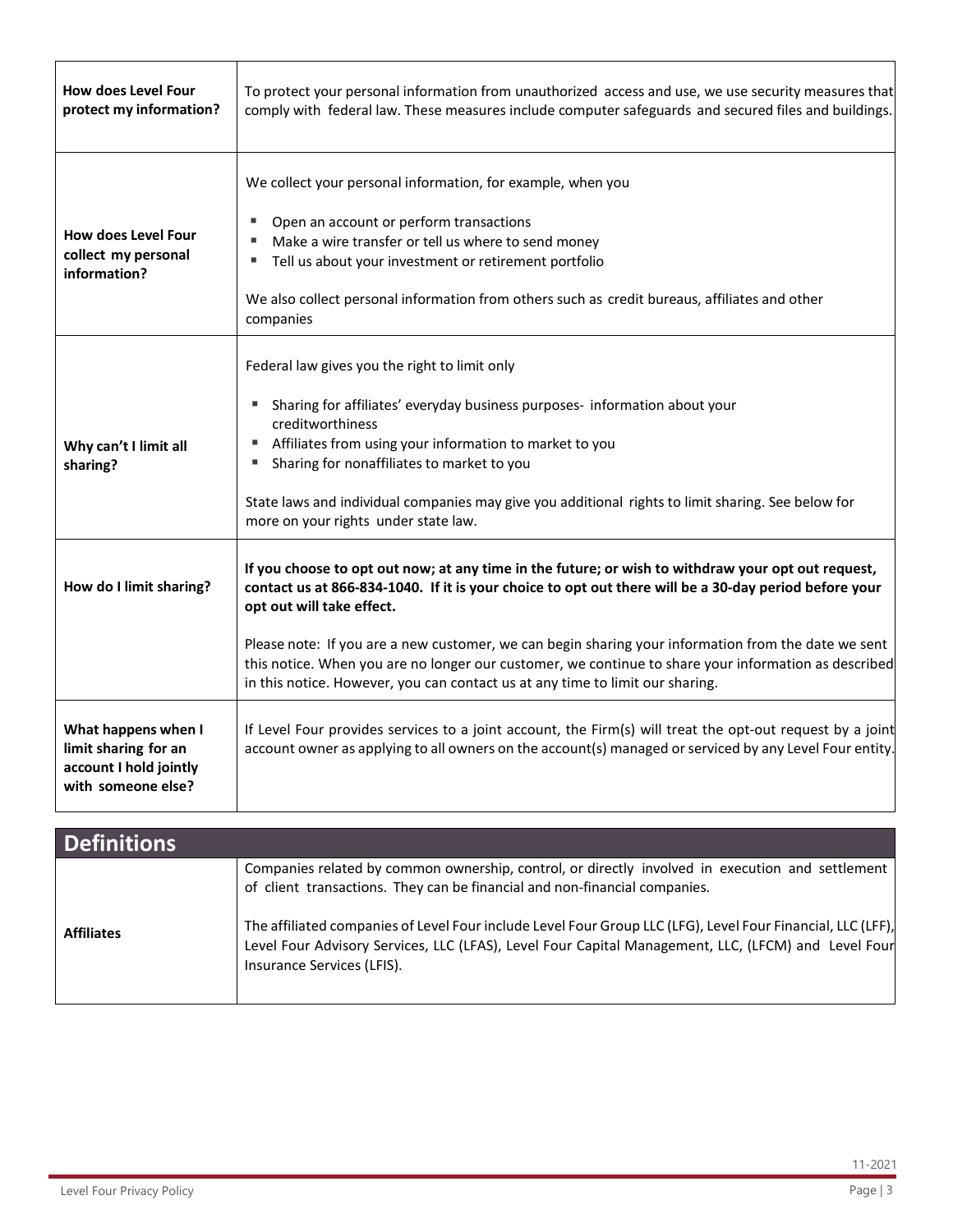| | |
|---|---|
| **How does Level Four protect my information?** | To protect your personal information from unauthorized access and use, we use security measures that comply with federal law. These measures include computer safeguards and secured files and buildings. |
| **How does Level Four collect my personal information?** | We collect your personal information, for example, when you<br><br>▪ Open an account or perform transactions<br>▪ Make a wire transfer or tell us where to send money<br>▪ Tell us about your investment or retirement portfolio<br><br>We also collect personal information from others such as credit bureaus, affiliates and other companies |
| **Why can't I limit all sharing?** | Federal law gives you the right to limit only<br><br>▪ Sharing for affiliates' everyday business purposes- information about your creditworthiness<br>▪ Affiliates from using your information to market to you<br>▪ Sharing for nonaffiliates to market to you<br><br>State laws and individual companies may give you additional rights to limit sharing. See below for more on your rights under state law. |
| **How do I limit sharing?** | **If you choose to opt out now; at any time in the future; or wish to withdraw your opt out request, contact us at 866-834-1040. If it is your choice to opt out there will be a 30-day period before your opt out will take effect.**<br><br>Please note: If you are a new customer, we can begin sharing your information from the date we sent this notice. When you are no longer our customer, we continue to share your information as described in this notice. However, you can contact us at any time to limit our sharing. |
| **What happens when I limit sharing for an account I hold jointly with someone else?** | If Level Four provides services to a joint account, the Firm(s) will treat the opt-out request by a joint account owner as applying to all owners on the account(s) managed or serviced by any Level Four entity. |

## Definitions

| | |
|---|---|
| **Affiliates** | Companies related by common ownership, control, or directly involved in execution and settlement of client transactions. They can be financial and non-financial companies.<br><br>The affiliated companies of Level Four include Level Four Group LLC (LFG), Level Four Financial, LLC (LFF), Level Four Advisory Services, LLC (LFAS), Level Four Capital Management, LLC, (LFCM) and Level Four Insurance Services (LFIS). |

11-2021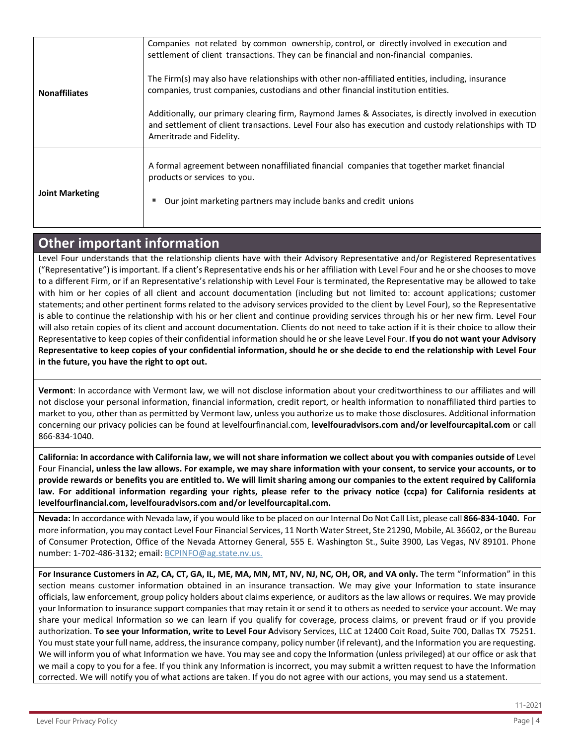| | |
|---|---|
| **Nonaffiliates** | Companies not related by common ownership, control, or directly involved in execution and settlement of client transactions. They can be financial and non-financial companies.<br><br>The Firm(s) may also have relationships with other non-affiliated entities, including, insurance companies, trust companies, custodians and other financial institution entities.<br><br>Additionally, our primary clearing firm, Raymond James & Associates, is directly involved in execution and settlement of client transactions. Level Four also has execution and custody relationships with TD Ameritrade and Fidelity. |
| **Joint Marketing** | A formal agreement between nonaffiliated financial companies that together market financial products or services to you.<br><br>▪ Our joint marketing partners may include banks and credit unions |

## Other important information

Level Four understands that the relationship clients have with their Advisory Representative and/or Registered Representatives ("Representative") is important. If a client's Representative ends his or her affiliation with Level Four and he or she chooses to move to a different Firm, or if an Representative's relationship with Level Four is terminated, the Representative may be allowed to take with him or her copies of all client and account documentation (including but not limited to: account applications; customer statements; and other pertinent forms related to the advisory services provided to the client by Level Four), so the Representative is able to continue the relationship with his or her client and continue providing services through his or her new firm. Level Four will also retain copies of its client and account documentation. Clients do not need to take action if it is their choice to allow their Representative to keep copies of their confidential information should he or she leave Level Four. **If you do not want your Advisory Representative to keep copies of your confidential information, should he or she decide to end the relationship with Level Four in the future, you have the right to opt out.**

**Vermont**: In accordance with Vermont law, we will not disclose information about your creditworthiness to our affiliates and will not disclose your personal information, financial information, credit report, or health information to nonaffiliated third parties to market to you, other than as permitted by Vermont law, unless you authorize us to make those disclosures. Additional information concerning our privacy policies can be found at levelfourfinancial.com, **levelfouradvisors.com and/or levelfourcapital.com** or call 866-834-1040.

**California: In accordance with California law, we will not share information we collect about you with companies outside of** Level Four Financial**, unless the law allows. For example, we may share information with your consent, to service your accounts, or to provide rewards or benefits you are entitled to. We will limit sharing among our companies to the extent required by California law. For additional information regarding your rights, please refer to the privacy notice (ccpa) for California residents at levelfourfinancial.com, levelfouradvisors.com and/or levelfourcapital.com.**

**Nevada:** In accordance with Nevada law, if you would like to be placed on our Internal Do Not Call List, please call **866-834-1040.** For more information, you may contact Level Four Financial Services, 11 North Water Street, Ste 21290, Mobile, AL 36602, or the Bureau of Consumer Protection, Office of the Nevada Attorney General, 555 E. Washington St., Suite 3900, Las Vegas, NV 89101. Phone number: 1-702-486-3132; email: BCPINFO@ag.state.nv.us.

**For Insurance Customers in AZ, CA, CT, GA, IL, ME, MA, MN, MT, NV, NJ, NC, OH, OR, and VA only.** The term "Information" in this section means customer information obtained in an insurance transaction. We may give your Information to state insurance officials, law enforcement, group policy holders about claims experience, or auditors as the law allows or requires. We may provide your Information to insurance support companies that may retain it or send it to others as needed to service your account. We may share your medical Information so we can learn if you qualify for coverage, process claims, or prevent fraud or if you provide authorization. **To see your Information, write to Level Four A**dvisory Services, LLC at 12400 Coit Road, Suite 700, Dallas TX 75251. You must state your full name, address, the insurance company, policy number (if relevant), and the Information you are requesting. We will inform you of what Information we have. You may see and copy the Information (unless privileged) at our office or ask that we mail a copy to you for a fee. If you think any Information is incorrect, you may submit a written request to have the Information corrected. We will notify you of what actions are taken. If you do not agree with our actions, you may send us a statement.

11-2021